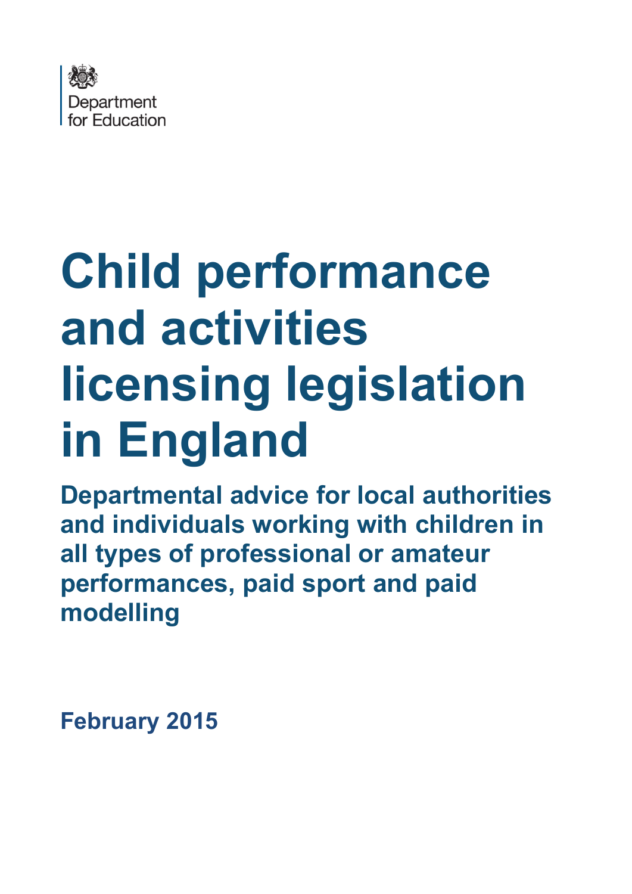Department
for Education

# Child performance and activities licensing legislation in England

## Departmental advice for local authorities and individuals working with children in all types of professional or amateur performances, paid sport and paid modelling

**February 2015**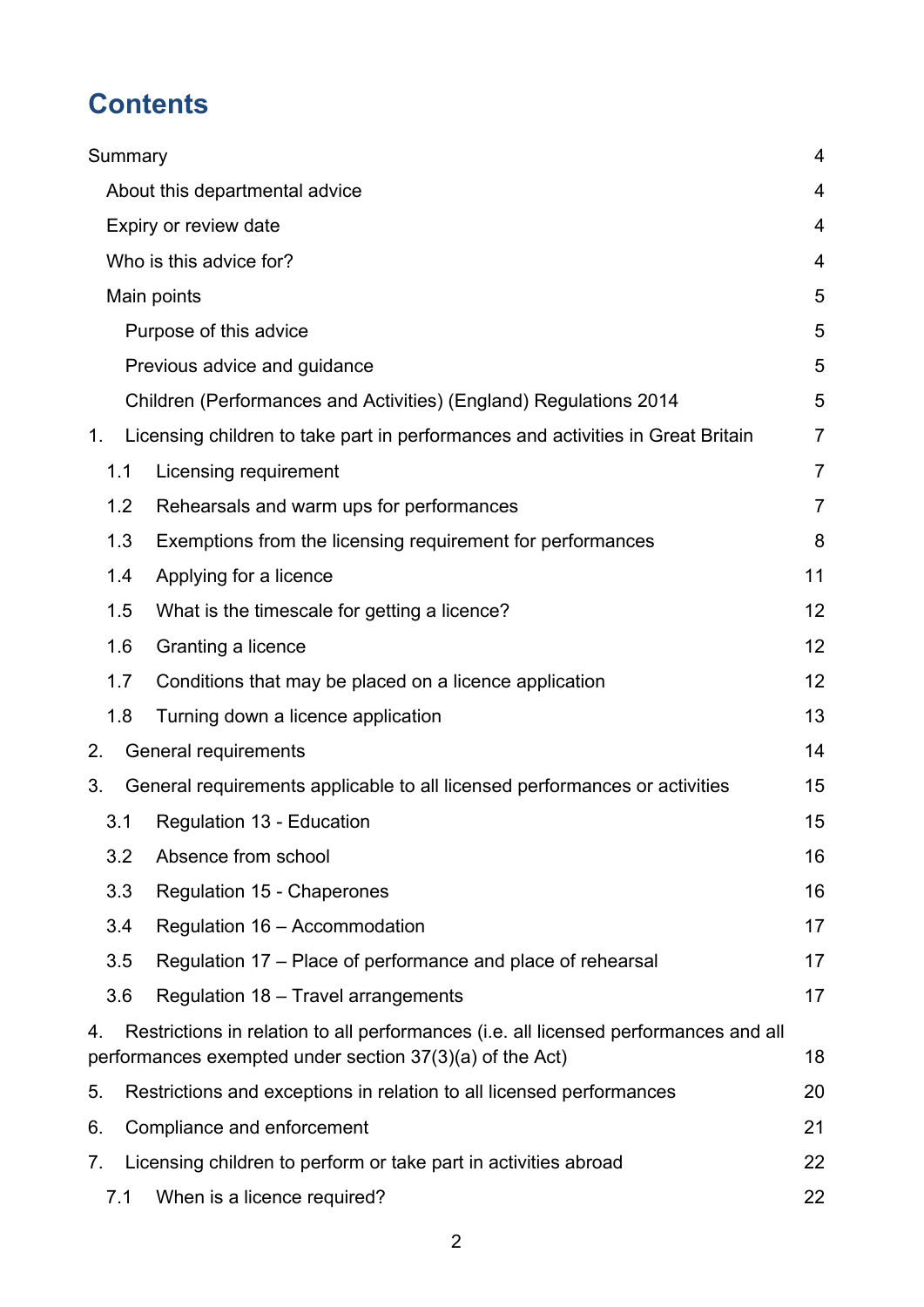# Contents

Summary 4

About this departmental advice 4

Expiry or review date 4

Who is this advice for? 4

Main points 5

Purpose of this advice 5

Previous advice and guidance 5

Children (Performances and Activities) (England) Regulations 2014 5

1. Licensing children to take part in performances and activities in Great Britain 7

1.1 Licensing requirement 7

1.2 Rehearsals and warm ups for performances 7

1.3 Exemptions from the licensing requirement for performances 8

1.4 Applying for a licence 11

1.5 What is the timescale for getting a licence? 12

1.6 Granting a licence 12

1.7 Conditions that may be placed on a licence application 12

1.8 Turning down a licence application 13

2. General requirements 14

3. General requirements applicable to all licensed performances or activities 15

3.1 Regulation 13 - Education 15

3.2 Absence from school 16

3.3 Regulation 15 - Chaperones 16

3.4 Regulation 16 – Accommodation 17

3.5 Regulation 17 – Place of performance and place of rehearsal 17

3.6 Regulation 18 – Travel arrangements 17

4. Restrictions in relation to all performances (i.e. all licensed performances and all performances exempted under section 37(3)(a) of the Act) 18

5. Restrictions and exceptions in relation to all licensed performances 20

6. Compliance and enforcement 21

7. Licensing children to perform or take part in activities abroad 22

7.1 When is a licence required? 22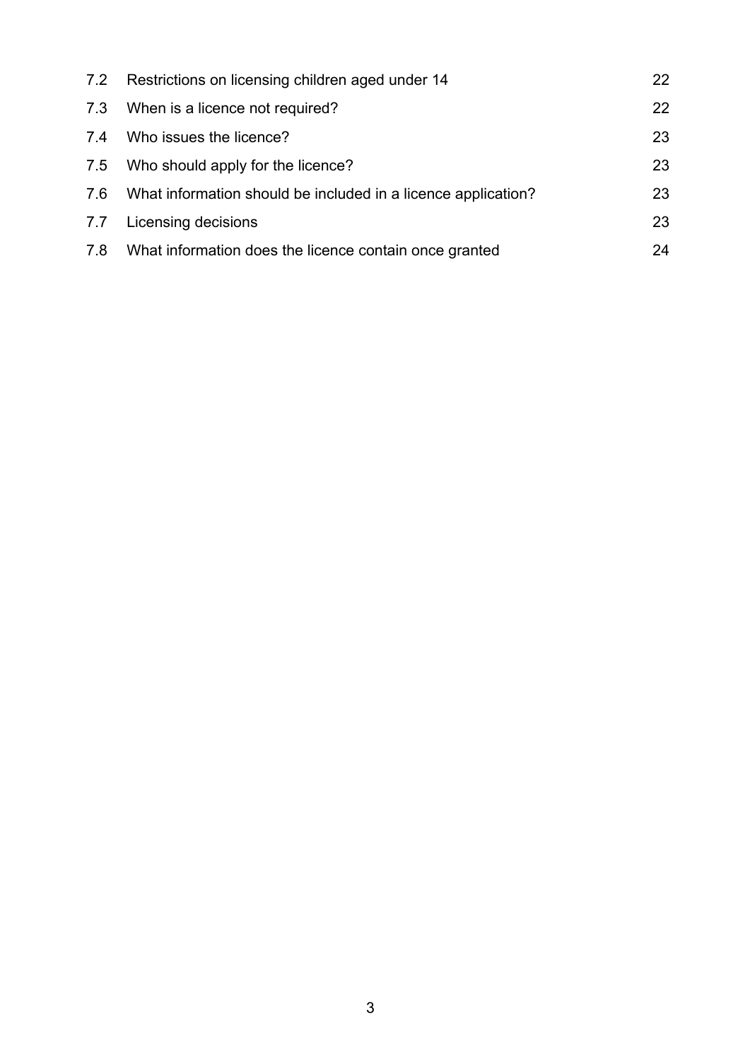| | | |
|---|---|---|
| 7.2 | Restrictions on licensing children aged under 14 | 22 |
| 7.3 | When is a licence not required? | 22 |
| 7.4 | Who issues the licence? | 23 |
| 7.5 | Who should apply for the licence? | 23 |
| 7.6 | What information should be included in a licence application? | 23 |
| 7.7 | Licensing decisions | 23 |
| 7.8 | What information does the licence contain once granted | 24 |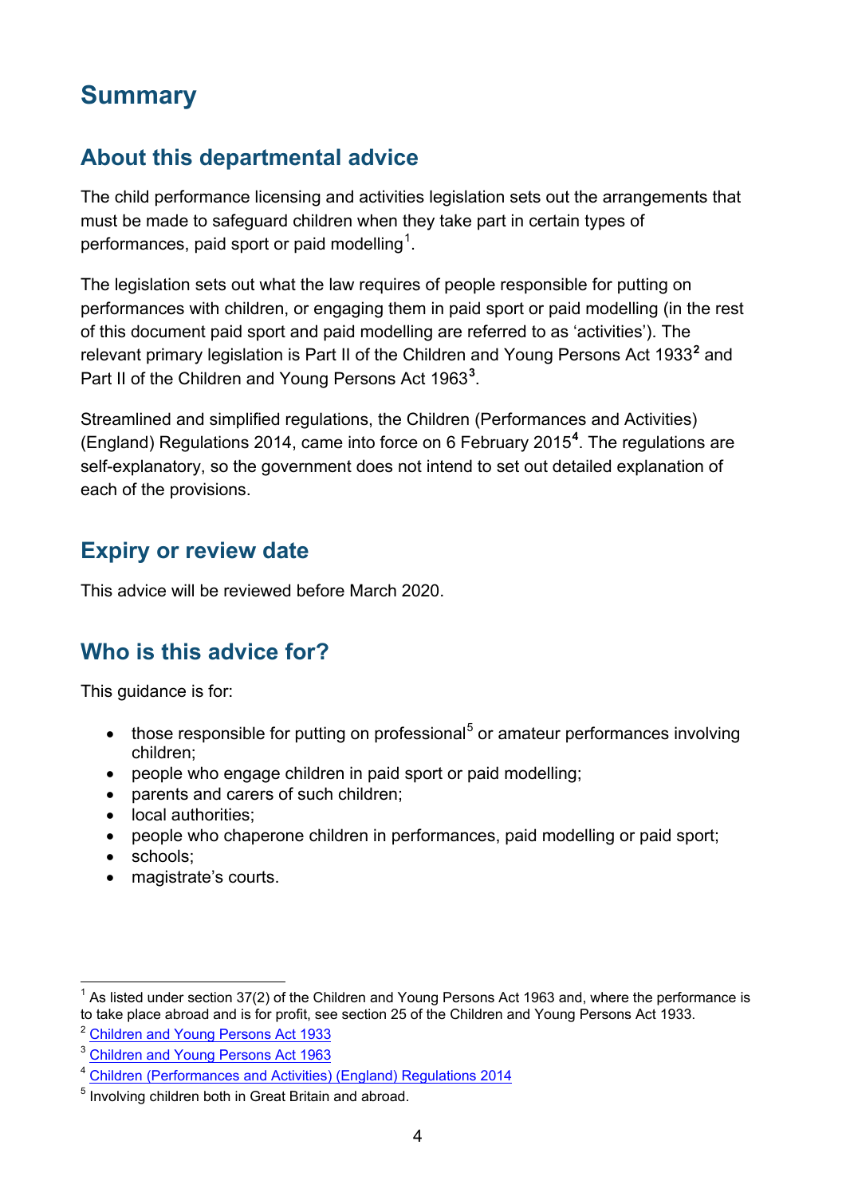# Summary

## About this departmental advice

The child performance licensing and activities legislation sets out the arrangements that must be made to safeguard children when they take part in certain types of performances, paid sport or paid modelling[1].

The legislation sets out what the law requires of people responsible for putting on performances with children, or engaging them in paid sport or paid modelling (in the rest of this document paid sport and paid modelling are referred to as 'activities'). The relevant primary legislation is Part II of the Children and Young Persons Act 1933[2] and Part II of the Children and Young Persons Act 1963[3].

Streamlined and simplified regulations, the Children (Performances and Activities) (England) Regulations 2014, came into force on 6 February 2015[4]. The regulations are self-explanatory, so the government does not intend to set out detailed explanation of each of the provisions.

## Expiry or review date

This advice will be reviewed before March 2020.

## Who is this advice for?

This guidance is for:

- those responsible for putting on professional[5] or amateur performances involving children;
- people who engage children in paid sport or paid modelling;
- parents and carers of such children;
- local authorities;
- people who chaperone children in performances, paid modelling or paid sport;
- schools;
- magistrate's courts.

---

[1] As listed under section 37(2) of the Children and Young Persons Act 1963 and, where the performance is to take place abroad and is for profit, see section 25 of the Children and Young Persons Act 1933.

[2] Children and Young Persons Act 1933

[3] Children and Young Persons Act 1963

[4] Children (Performances and Activities) (England) Regulations 2014

[5] Involving children both in Great Britain and abroad.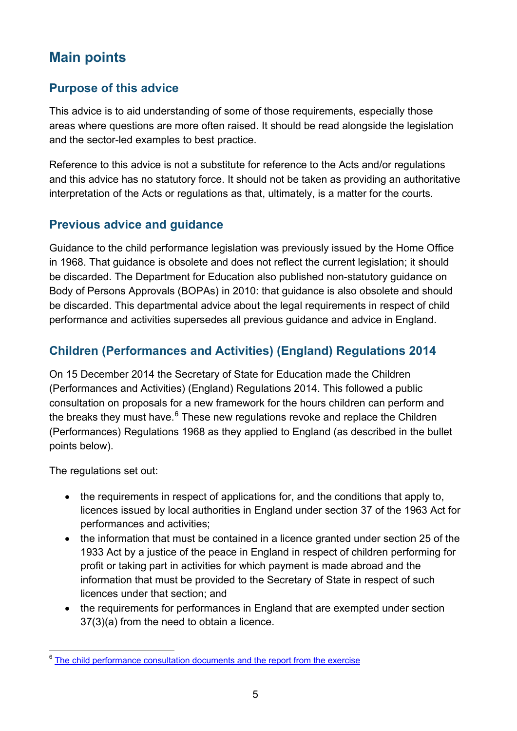# Main points

## Purpose of this advice

This advice is to aid understanding of some of those requirements, especially those areas where questions are more often raised. It should be read alongside the legislation and the sector-led examples to best practice.

Reference to this advice is not a substitute for reference to the Acts and/or regulations and this advice has no statutory force. It should not be taken as providing an authoritative interpretation of the Acts or regulations as that, ultimately, is a matter for the courts.

## Previous advice and guidance

Guidance to the child performance legislation was previously issued by the Home Office in 1968. That guidance is obsolete and does not reflect the current legislation; it should be discarded. The Department for Education also published non-statutory guidance on Body of Persons Approvals (BOPAs) in 2010: that guidance is also obsolete and should be discarded. This departmental advice about the legal requirements in respect of child performance and activities supersedes all previous guidance and advice in England.

## Children (Performances and Activities) (England) Regulations 2014

On 15 December 2014 the Secretary of State for Education made the Children (Performances and Activities) (England) Regulations 2014. This followed a public consultation on proposals for a new framework for the hours children can perform and the breaks they must have.[6] These new regulations revoke and replace the Children (Performances) Regulations 1968 as they applied to England (as described in the bullet points below).

The regulations set out:

- the requirements in respect of applications for, and the conditions that apply to, licences issued by local authorities in England under section 37 of the 1963 Act for performances and activities;
- the information that must be contained in a licence granted under section 25 of the 1933 Act by a justice of the peace in England in respect of children performing for profit or taking part in activities for which payment is made abroad and the information that must be provided to the Secretary of State in respect of such licences under that section; and
- the requirements for performances in England that are exempted under section 37(3)(a) from the need to obtain a licence.

---

[6] The child performance consultation documents and the report from the exercise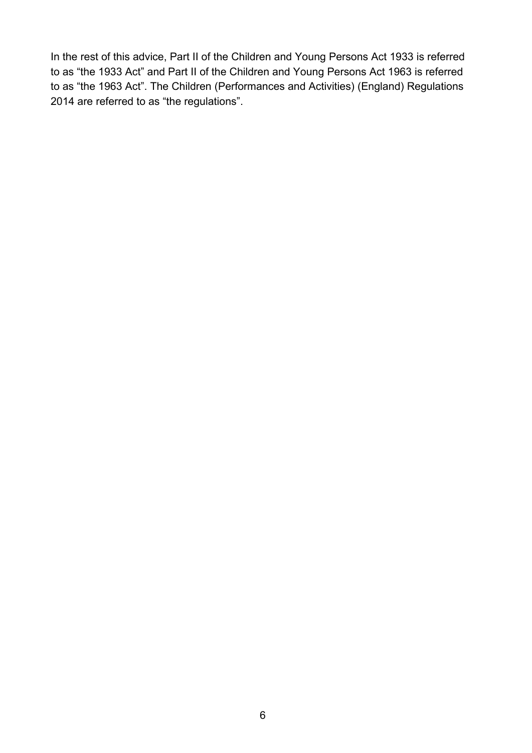In the rest of this advice, Part II of the Children and Young Persons Act 1933 is referred to as "the 1933 Act" and Part II of the Children and Young Persons Act 1963 is referred to as "the 1963 Act". The Children (Performances and Activities) (England) Regulations 2014 are referred to as "the regulations".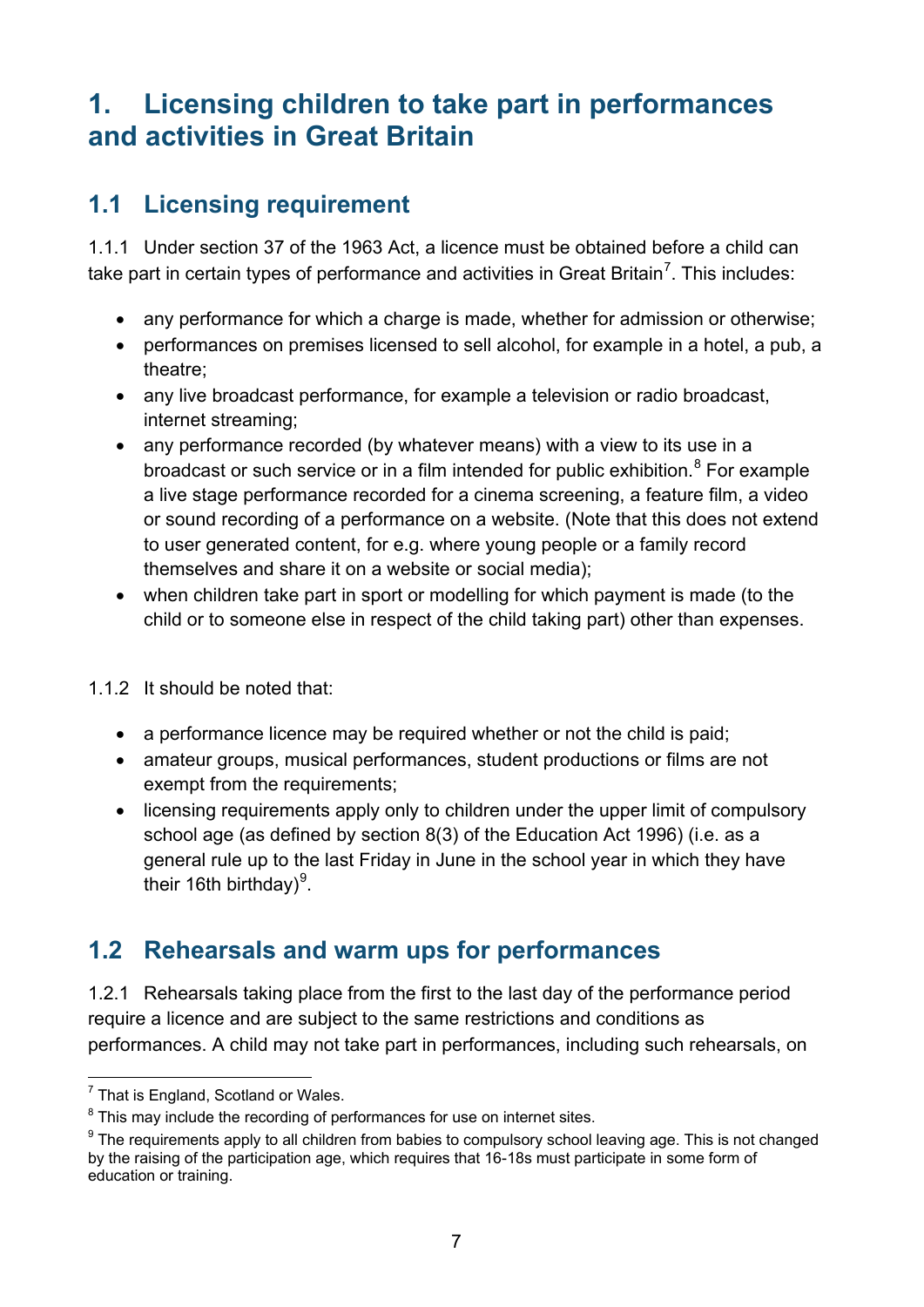# 1. Licensing children to take part in performances and activities in Great Britain

## 1.1 Licensing requirement

1.1.1 Under section 37 of the 1963 Act, a licence must be obtained before a child can take part in certain types of performance and activities in Great Britain[7]. This includes:

- any performance for which a charge is made, whether for admission or otherwise;
- performances on premises licensed to sell alcohol, for example in a hotel, a pub, a theatre;
- any live broadcast performance, for example a television or radio broadcast, internet streaming;
- any performance recorded (by whatever means) with a view to its use in a broadcast or such service or in a film intended for public exhibition.[8] For example a live stage performance recorded for a cinema screening, a feature film, a video or sound recording of a performance on a website. (Note that this does not extend to user generated content, for e.g. where young people or a family record themselves and share it on a website or social media);
- when children take part in sport or modelling for which payment is made (to the child or to someone else in respect of the child taking part) other than expenses.

1.1.2 It should be noted that:

- a performance licence may be required whether or not the child is paid;
- amateur groups, musical performances, student productions or films are not exempt from the requirements;
- licensing requirements apply only to children under the upper limit of compulsory school age (as defined by section 8(3) of the Education Act 1996) (i.e. as a general rule up to the last Friday in June in the school year in which they have their 16th birthday)[9].

## 1.2 Rehearsals and warm ups for performances

1.2.1 Rehearsals taking place from the first to the last day of the performance period require a licence and are subject to the same restrictions and conditions as performances. A child may not take part in performances, including such rehearsals, on

---

[7] That is England, Scotland or Wales.

[8] This may include the recording of performances for use on internet sites.

[9] The requirements apply to all children from babies to compulsory school leaving age. This is not changed by the raising of the participation age, which requires that 16-18s must participate in some form of education or training.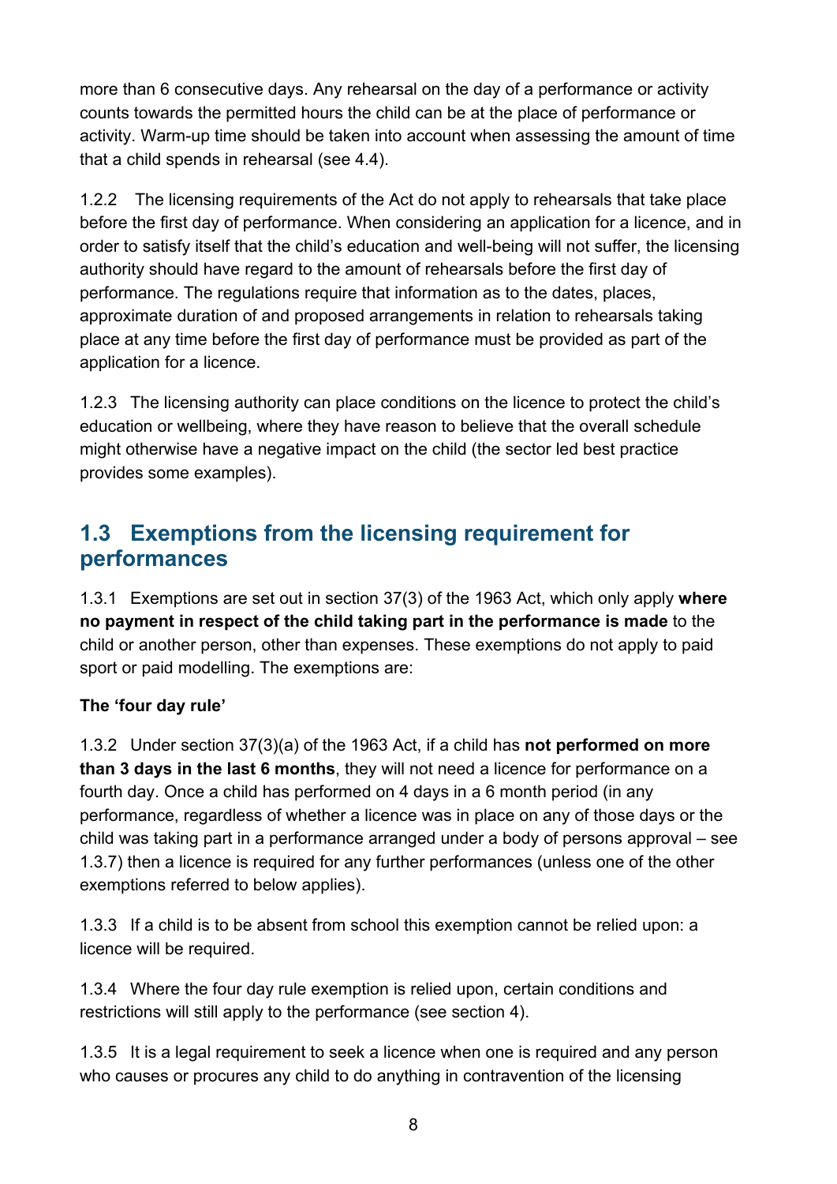more than 6 consecutive days. Any rehearsal on the day of a performance or activity counts towards the permitted hours the child can be at the place of performance or activity. Warm-up time should be taken into account when assessing the amount of time that a child spends in rehearsal (see 4.4).

1.2.2 The licensing requirements of the Act do not apply to rehearsals that take place before the first day of performance. When considering an application for a licence, and in order to satisfy itself that the child's education and well-being will not suffer, the licensing authority should have regard to the amount of rehearsals before the first day of performance. The regulations require that information as to the dates, places, approximate duration of and proposed arrangements in relation to rehearsals taking place at any time before the first day of performance must be provided as part of the application for a licence.

1.2.3 The licensing authority can place conditions on the licence to protect the child's education or wellbeing, where they have reason to believe that the overall schedule might otherwise have a negative impact on the child (the sector led best practice provides some examples).

## 1.3 Exemptions from the licensing requirement for performances

1.3.1 Exemptions are set out in section 37(3) of the 1963 Act, which only apply **where no payment in respect of the child taking part in the performance is made** to the child or another person, other than expenses. These exemptions do not apply to paid sport or paid modelling. The exemptions are:

**The 'four day rule'**

1.3.2 Under section 37(3)(a) of the 1963 Act, if a child has **not performed on more than 3 days in the last 6 months**, they will not need a licence for performance on a fourth day. Once a child has performed on 4 days in a 6 month period (in any performance, regardless of whether a licence was in place on any of those days or the child was taking part in a performance arranged under a body of persons approval – see 1.3.7) then a licence is required for any further performances (unless one of the other exemptions referred to below applies).

1.3.3 If a child is to be absent from school this exemption cannot be relied upon: a licence will be required.

1.3.4 Where the four day rule exemption is relied upon, certain conditions and restrictions will still apply to the performance (see section 4).

1.3.5 It is a legal requirement to seek a licence when one is required and any person who causes or procures any child to do anything in contravention of the licensing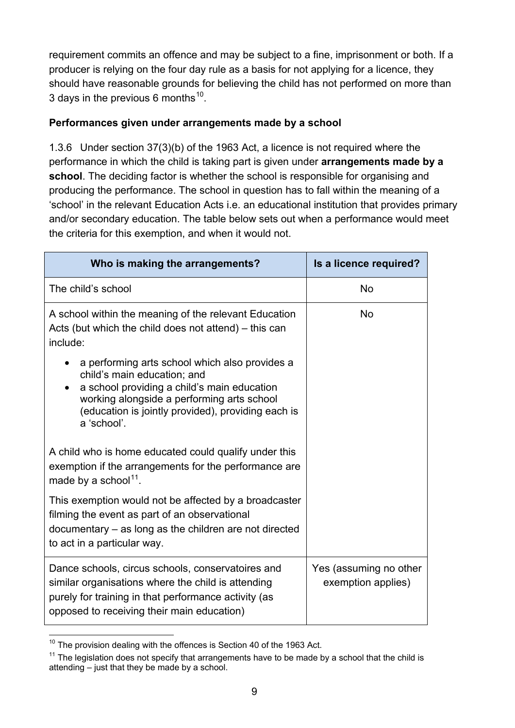requirement commits an offence and may be subject to a fine, imprisonment or both. If a producer is relying on the four day rule as a basis for not applying for a licence, they should have reasonable grounds for believing the child has not performed on more than 3 days in the previous 6 months[10].

**Performances given under arrangements made by a school**

1.3.6 Under section 37(3)(b) of the 1963 Act, a licence is not required where the performance in which the child is taking part is given under **arrangements made by a school**. The deciding factor is whether the school is responsible for organising and producing the performance. The school in question has to fall within the meaning of a 'school' in the relevant Education Acts i.e. an educational institution that provides primary and/or secondary education. The table below sets out when a performance would meet the criteria for this exemption, and when it would not.

| Who is making the arrangements? | Is a licence required? |
| --- | --- |
| The child's school | No |
| A school within the meaning of the relevant Education Acts (but which the child does not attend) – this can include:<br>• a performing arts school which also provides a child's main education; and<br>• a school providing a child's main education working alongside a performing arts school (education is jointly provided), providing each is a 'school'.<br><br>A child who is home educated could qualify under this exemption if the arrangements for the performance are made by a school[11].<br><br>This exemption would not be affected by a broadcaster filming the event as part of an observational documentary – as long as the children are not directed to act in a particular way. | No |
| Dance schools, circus schools, conservatoires and similar organisations where the child is attending purely for training in that performance activity (as opposed to receiving their main education) | Yes (assuming no other exemption applies) |

[10] The provision dealing with the offences is Section 40 of the 1963 Act.

[11] The legislation does not specify that arrangements have to be made by a school that the child is attending – just that they be made by a school.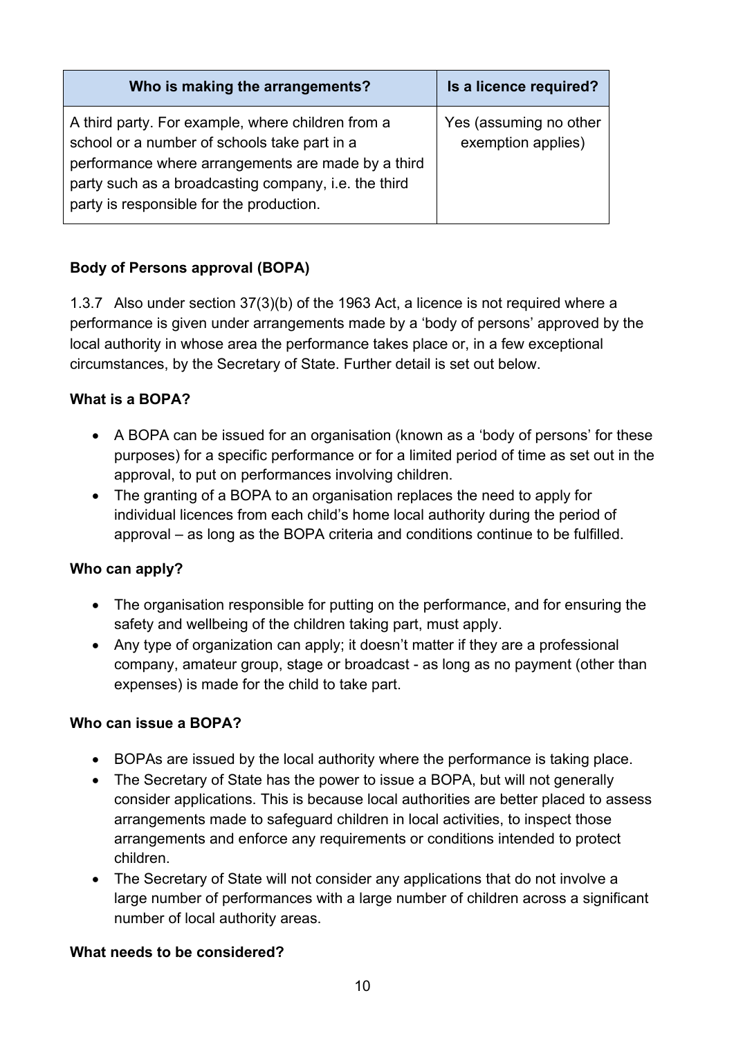| Who is making the arrangements? | Is a licence required? |
| --- | --- |
| A third party. For example, where children from a school or a number of schools take part in a performance where arrangements are made by a third party such as a broadcasting company, i.e. the third party is responsible for the production. | Yes (assuming no other exemption applies) |

**Body of Persons approval (BOPA)**

1.3.7 Also under section 37(3)(b) of the 1963 Act, a licence is not required where a performance is given under arrangements made by a 'body of persons' approved by the local authority in whose area the performance takes place or, in a few exceptional circumstances, by the Secretary of State. Further detail is set out below.

**What is a BOPA?**

- A BOPA can be issued for an organisation (known as a 'body of persons' for these purposes) for a specific performance or for a limited period of time as set out in the approval, to put on performances involving children.
- The granting of a BOPA to an organisation replaces the need to apply for individual licences from each child's home local authority during the period of approval – as long as the BOPA criteria and conditions continue to be fulfilled.

**Who can apply?**

- The organisation responsible for putting on the performance, and for ensuring the safety and wellbeing of the children taking part, must apply.
- Any type of organization can apply; it doesn't matter if they are a professional company, amateur group, stage or broadcast - as long as no payment (other than expenses) is made for the child to take part.

**Who can issue a BOPA?**

- BOPAs are issued by the local authority where the performance is taking place.
- The Secretary of State has the power to issue a BOPA, but will not generally consider applications. This is because local authorities are better placed to assess arrangements made to safeguard children in local activities, to inspect those arrangements and enforce any requirements or conditions intended to protect children.
- The Secretary of State will not consider any applications that do not involve a large number of performances with a large number of children across a significant number of local authority areas.

**What needs to be considered?**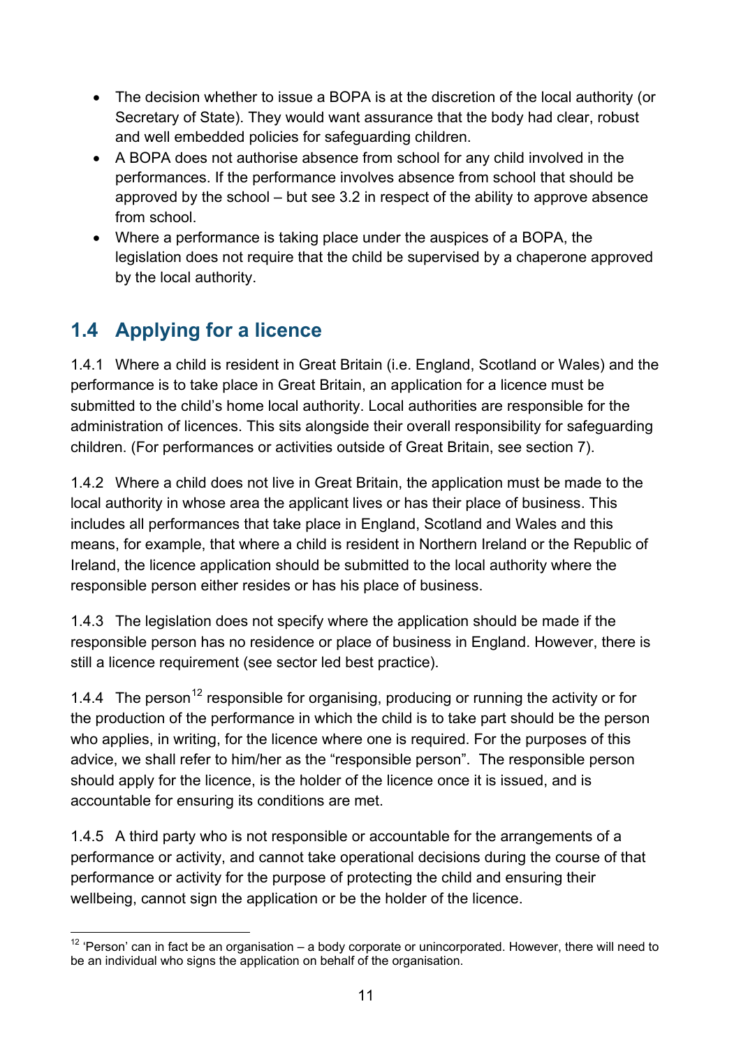- The decision whether to issue a BOPA is at the discretion of the local authority (or Secretary of State). They would want assurance that the body had clear, robust and well embedded policies for safeguarding children.
- A BOPA does not authorise absence from school for any child involved in the performances. If the performance involves absence from school that should be approved by the school – but see 3.2 in respect of the ability to approve absence from school.
- Where a performance is taking place under the auspices of a BOPA, the legislation does not require that the child be supervised by a chaperone approved by the local authority.

## 1.4 Applying for a licence

1.4.1 Where a child is resident in Great Britain (i.e. England, Scotland or Wales) and the performance is to take place in Great Britain, an application for a licence must be submitted to the child's home local authority. Local authorities are responsible for the administration of licences. This sits alongside their overall responsibility for safeguarding children. (For performances or activities outside of Great Britain, see section 7).

1.4.2 Where a child does not live in Great Britain, the application must be made to the local authority in whose area the applicant lives or has their place of business. This includes all performances that take place in England, Scotland and Wales and this means, for example, that where a child is resident in Northern Ireland or the Republic of Ireland, the licence application should be submitted to the local authority where the responsible person either resides or has his place of business.

1.4.3 The legislation does not specify where the application should be made if the responsible person has no residence or place of business in England. However, there is still a licence requirement (see sector led best practice).

1.4.4 The person[12] responsible for organising, producing or running the activity or for the production of the performance in which the child is to take part should be the person who applies, in writing, for the licence where one is required. For the purposes of this advice, we shall refer to him/her as the "responsible person". The responsible person should apply for the licence, is the holder of the licence once it is issued, and is accountable for ensuring its conditions are met.

1.4.5 A third party who is not responsible or accountable for the arrangements of a performance or activity, and cannot take operational decisions during the course of that performance or activity for the purpose of protecting the child and ensuring their wellbeing, cannot sign the application or be the holder of the licence.

[12] 'Person' can in fact be an organisation – a body corporate or unincorporated. However, there will need to be an individual who signs the application on behalf of the organisation.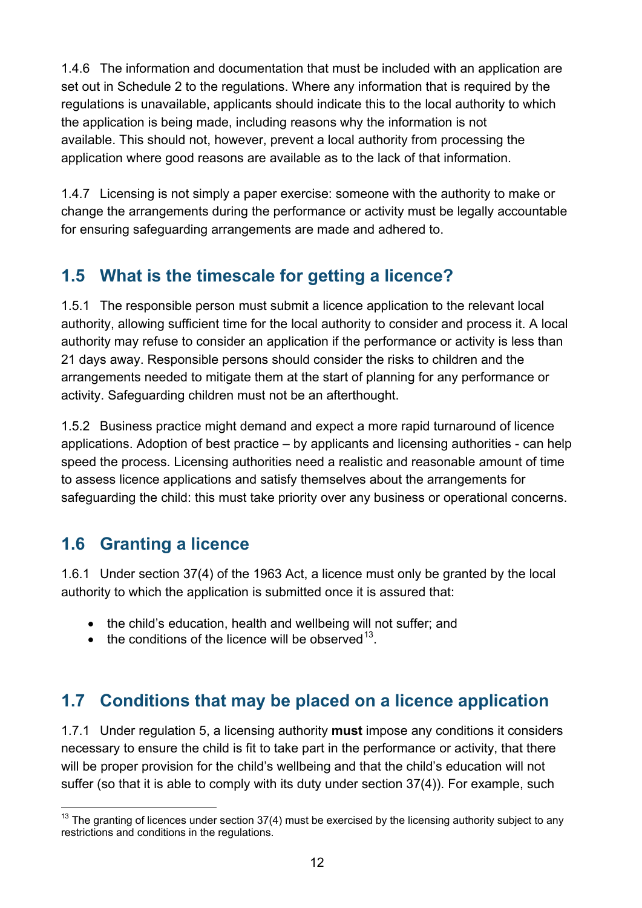1.4.6 The information and documentation that must be included with an application are set out in Schedule 2 to the regulations. Where any information that is required by the regulations is unavailable, applicants should indicate this to the local authority to which the application is being made, including reasons why the information is not available. This should not, however, prevent a local authority from processing the application where good reasons are available as to the lack of that information.

1.4.7 Licensing is not simply a paper exercise: someone with the authority to make or change the arrangements during the performance or activity must be legally accountable for ensuring safeguarding arrangements are made and adhered to.

## 1.5 What is the timescale for getting a licence?

1.5.1 The responsible person must submit a licence application to the relevant local authority, allowing sufficient time for the local authority to consider and process it. A local authority may refuse to consider an application if the performance or activity is less than 21 days away. Responsible persons should consider the risks to children and the arrangements needed to mitigate them at the start of planning for any performance or activity. Safeguarding children must not be an afterthought.

1.5.2 Business practice might demand and expect a more rapid turnaround of licence applications. Adoption of best practice – by applicants and licensing authorities - can help speed the process. Licensing authorities need a realistic and reasonable amount of time to assess licence applications and satisfy themselves about the arrangements for safeguarding the child: this must take priority over any business or operational concerns.

## 1.6 Granting a licence

1.6.1 Under section 37(4) of the 1963 Act, a licence must only be granted by the local authority to which the application is submitted once it is assured that:

- the child's education, health and wellbeing will not suffer; and
- the conditions of the licence will be observed[13].

## 1.7 Conditions that may be placed on a licence application

1.7.1 Under regulation 5, a licensing authority **must** impose any conditions it considers necessary to ensure the child is fit to take part in the performance or activity, that there will be proper provision for the child's wellbeing and that the child's education will not suffer (so that it is able to comply with its duty under section 37(4)). For example, such

[13] The granting of licences under section 37(4) must be exercised by the licensing authority subject to any restrictions and conditions in the regulations.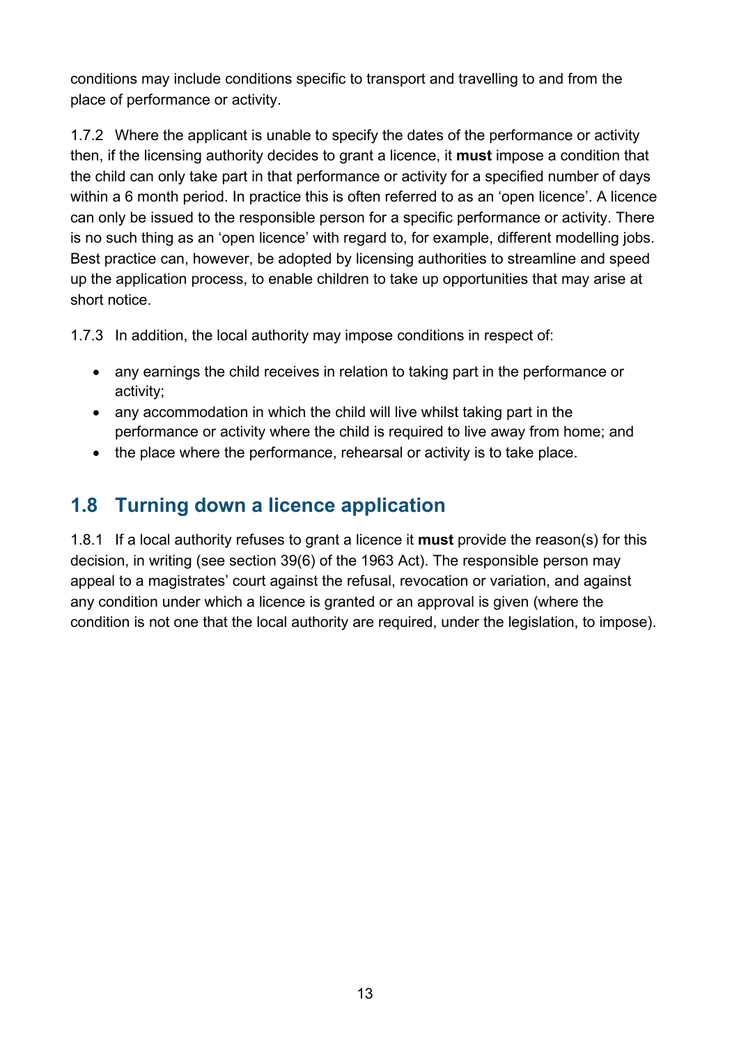conditions may include conditions specific to transport and travelling to and from the place of performance or activity.

1.7.2 Where the applicant is unable to specify the dates of the performance or activity then, if the licensing authority decides to grant a licence, it **must** impose a condition that the child can only take part in that performance or activity for a specified number of days within a 6 month period. In practice this is often referred to as an 'open licence'. A licence can only be issued to the responsible person for a specific performance or activity. There is no such thing as an 'open licence' with regard to, for example, different modelling jobs. Best practice can, however, be adopted by licensing authorities to streamline and speed up the application process, to enable children to take up opportunities that may arise at short notice.

1.7.3 In addition, the local authority may impose conditions in respect of:

- any earnings the child receives in relation to taking part in the performance or activity;
- any accommodation in which the child will live whilst taking part in the performance or activity where the child is required to live away from home; and
- the place where the performance, rehearsal or activity is to take place.

## 1.8 Turning down a licence application

1.8.1 If a local authority refuses to grant a licence it **must** provide the reason(s) for this decision, in writing (see section 39(6) of the 1963 Act). The responsible person may appeal to a magistrates' court against the refusal, revocation or variation, and against any condition under which a licence is granted or an approval is given (where the condition is not one that the local authority are required, under the legislation, to impose).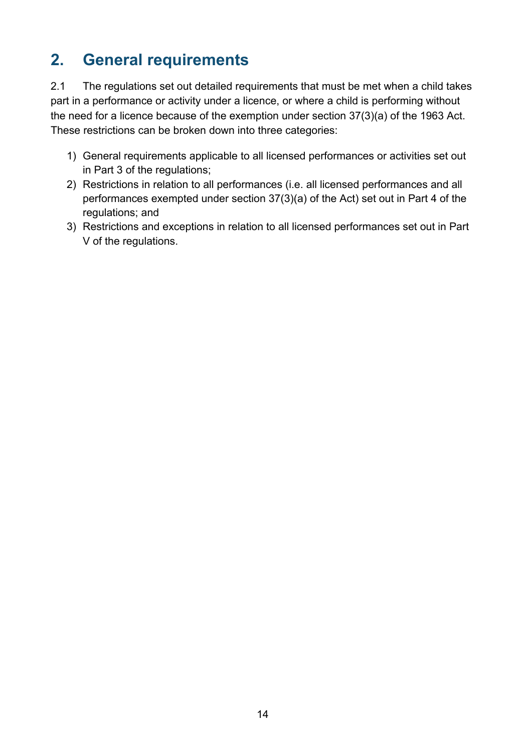## 2. General requirements

2.1 The regulations set out detailed requirements that must be met when a child takes part in a performance or activity under a licence, or where a child is performing without the need for a licence because of the exemption under section 37(3)(a) of the 1963 Act. These restrictions can be broken down into three categories:

1) General requirements applicable to all licensed performances or activities set out in Part 3 of the regulations;
2) Restrictions in relation to all performances (i.e. all licensed performances and all performances exempted under section 37(3)(a) of the Act) set out in Part 4 of the regulations; and
3) Restrictions and exceptions in relation to all licensed performances set out in Part V of the regulations.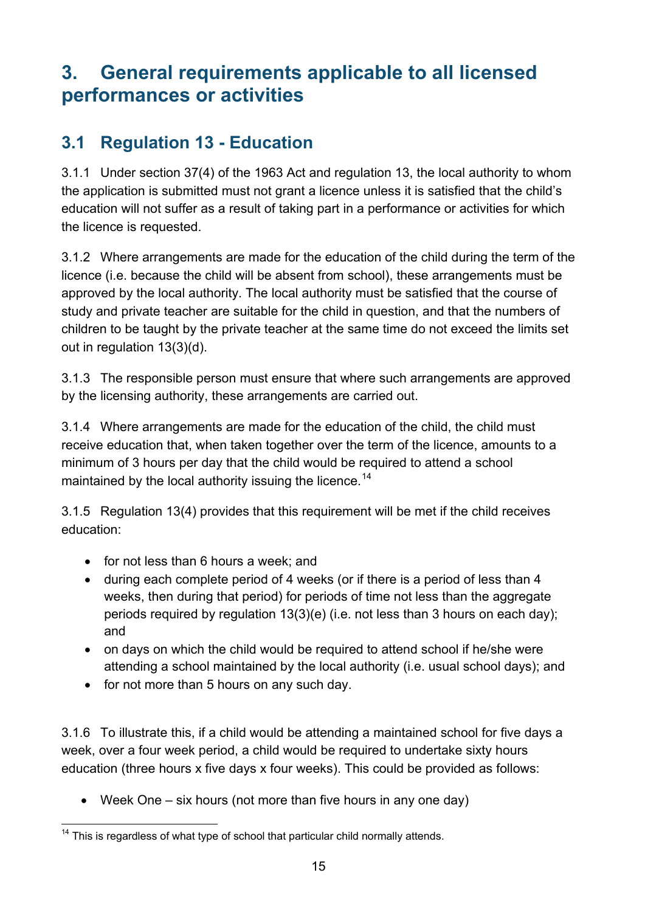# 3. General requirements applicable to all licensed performances or activities

## 3.1 Regulation 13 - Education

3.1.1 Under section 37(4) of the 1963 Act and regulation 13, the local authority to whom the application is submitted must not grant a licence unless it is satisfied that the child's education will not suffer as a result of taking part in a performance or activities for which the licence is requested.

3.1.2 Where arrangements are made for the education of the child during the term of the licence (i.e. because the child will be absent from school), these arrangements must be approved by the local authority. The local authority must be satisfied that the course of study and private teacher are suitable for the child in question, and that the numbers of children to be taught by the private teacher at the same time do not exceed the limits set out in regulation 13(3)(d).

3.1.3 The responsible person must ensure that where such arrangements are approved by the licensing authority, these arrangements are carried out.

3.1.4 Where arrangements are made for the education of the child, the child must receive education that, when taken together over the term of the licence, amounts to a minimum of 3 hours per day that the child would be required to attend a school maintained by the local authority issuing the licence.[14]

3.1.5 Regulation 13(4) provides that this requirement will be met if the child receives education:

- for not less than 6 hours a week; and
- during each complete period of 4 weeks (or if there is a period of less than 4 weeks, then during that period) for periods of time not less than the aggregate periods required by regulation 13(3)(e) (i.e. not less than 3 hours on each day); and
- on days on which the child would be required to attend school if he/she were attending a school maintained by the local authority (i.e. usual school days); and
- for not more than 5 hours on any such day.

3.1.6 To illustrate this, if a child would be attending a maintained school for five days a week, over a four week period, a child would be required to undertake sixty hours education (three hours x five days x four weeks). This could be provided as follows:

- Week One – six hours (not more than five hours in any one day)

[14] This is regardless of what type of school that particular child normally attends.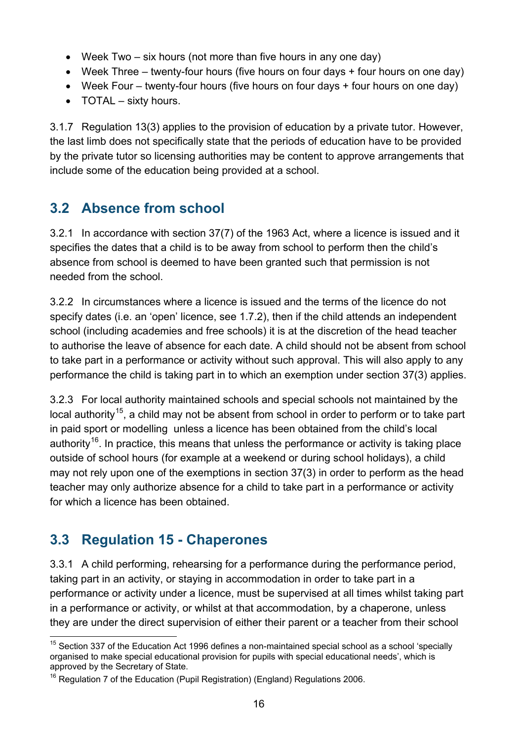- Week Two – six hours (not more than five hours in any one day)
- Week Three – twenty-four hours (five hours on four days + four hours on one day)
- Week Four – twenty-four hours (five hours on four days + four hours on one day)
- TOTAL – sixty hours.

3.1.7 Regulation 13(3) applies to the provision of education by a private tutor. However, the last limb does not specifically state that the periods of education have to be provided by the private tutor so licensing authorities may be content to approve arrangements that include some of the education being provided at a school.

## 3.2 Absence from school

3.2.1 In accordance with section 37(7) of the 1963 Act, where a licence is issued and it specifies the dates that a child is to be away from school to perform then the child's absence from school is deemed to have been granted such that permission is not needed from the school.

3.2.2 In circumstances where a licence is issued and the terms of the licence do not specify dates (i.e. an 'open' licence, see 1.7.2), then if the child attends an independent school (including academies and free schools) it is at the discretion of the head teacher to authorise the leave of absence for each date. A child should not be absent from school to take part in a performance or activity without such approval. This will also apply to any performance the child is taking part in to which an exemption under section 37(3) applies.

3.2.3 For local authority maintained schools and special schools not maintained by the local authority[15], a child may not be absent from school in order to perform or to take part in paid sport or modelling unless a licence has been obtained from the child's local authority[16]. In practice, this means that unless the performance or activity is taking place outside of school hours (for example at a weekend or during school holidays), a child may not rely upon one of the exemptions in section 37(3) in order to perform as the head teacher may only authorize absence for a child to take part in a performance or activity for which a licence has been obtained.

## 3.3 Regulation 15 - Chaperones

3.3.1 A child performing, rehearsing for a performance during the performance period, taking part in an activity, or staying in accommodation in order to take part in a performance or activity under a licence, must be supervised at all times whilst taking part in a performance or activity, or whilst at that accommodation, by a chaperone, unless they are under the direct supervision of either their parent or a teacher from their school

---

[15] Section 337 of the Education Act 1996 defines a non-maintained special school as a school 'specially organised to make special educational provision for pupils with special educational needs', which is approved by the Secretary of State.

[16] Regulation 7 of the Education (Pupil Registration) (England) Regulations 2006.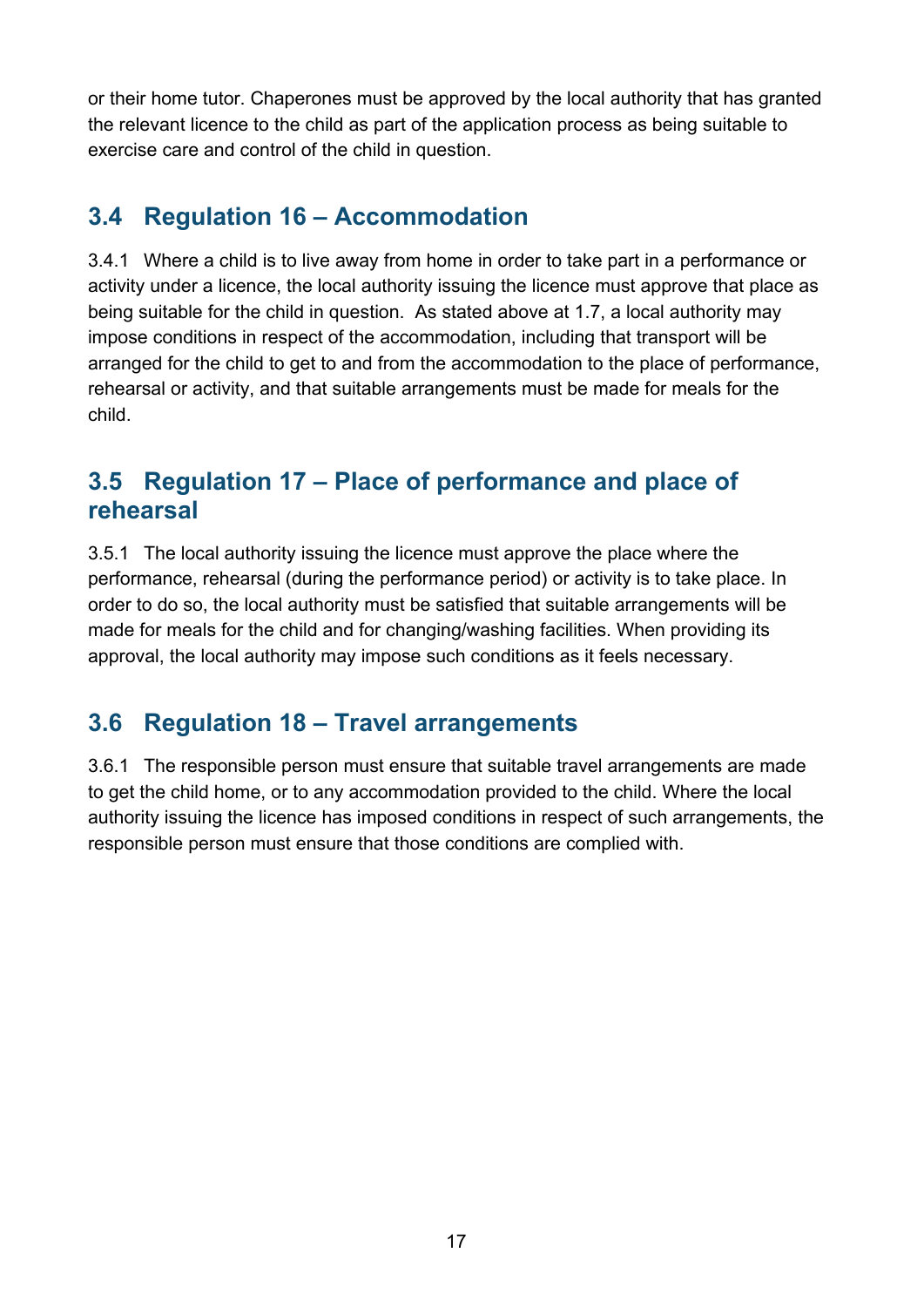or their home tutor. Chaperones must be approved by the local authority that has granted the relevant licence to the child as part of the application process as being suitable to exercise care and control of the child in question.

## 3.4 Regulation 16 – Accommodation

3.4.1 Where a child is to live away from home in order to take part in a performance or activity under a licence, the local authority issuing the licence must approve that place as being suitable for the child in question. As stated above at 1.7, a local authority may impose conditions in respect of the accommodation, including that transport will be arranged for the child to get to and from the accommodation to the place of performance, rehearsal or activity, and that suitable arrangements must be made for meals for the child.

## 3.5 Regulation 17 – Place of performance and place of rehearsal

3.5.1 The local authority issuing the licence must approve the place where the performance, rehearsal (during the performance period) or activity is to take place. In order to do so, the local authority must be satisfied that suitable arrangements will be made for meals for the child and for changing/washing facilities. When providing its approval, the local authority may impose such conditions as it feels necessary.

## 3.6 Regulation 18 – Travel arrangements

3.6.1 The responsible person must ensure that suitable travel arrangements are made to get the child home, or to any accommodation provided to the child. Where the local authority issuing the licence has imposed conditions in respect of such arrangements, the responsible person must ensure that those conditions are complied with.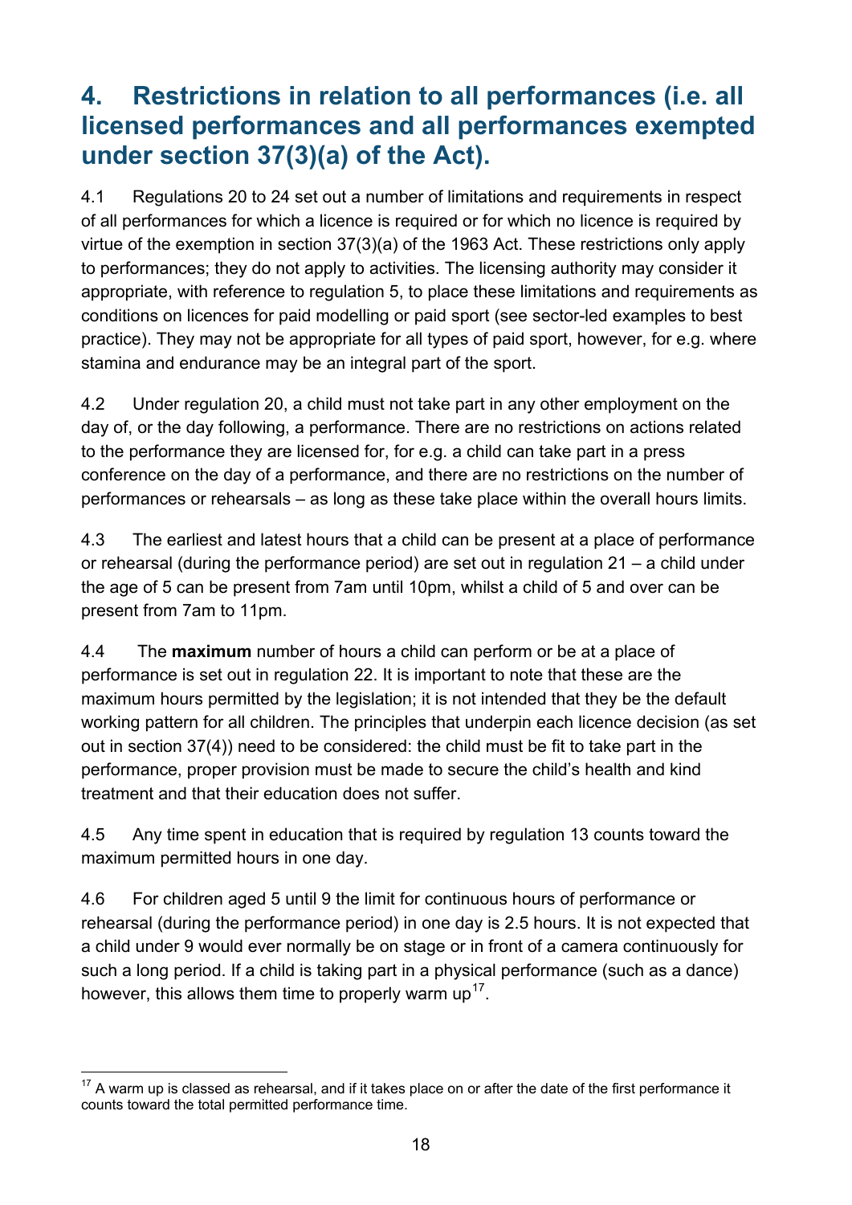# 4. Restrictions in relation to all performances (i.e. all licensed performances and all performances exempted under section 37(3)(a) of the Act).

4.1 Regulations 20 to 24 set out a number of limitations and requirements in respect of all performances for which a licence is required or for which no licence is required by virtue of the exemption in section 37(3)(a) of the 1963 Act. These restrictions only apply to performances; they do not apply to activities. The licensing authority may consider it appropriate, with reference to regulation 5, to place these limitations and requirements as conditions on licences for paid modelling or paid sport (see sector-led examples to best practice). They may not be appropriate for all types of paid sport, however, for e.g. where stamina and endurance may be an integral part of the sport.

4.2 Under regulation 20, a child must not take part in any other employment on the day of, or the day following, a performance. There are no restrictions on actions related to the performance they are licensed for, for e.g. a child can take part in a press conference on the day of a performance, and there are no restrictions on the number of performances or rehearsals – as long as these take place within the overall hours limits.

4.3 The earliest and latest hours that a child can be present at a place of performance or rehearsal (during the performance period) are set out in regulation 21 – a child under the age of 5 can be present from 7am until 10pm, whilst a child of 5 and over can be present from 7am to 11pm.

4.4 The **maximum** number of hours a child can perform or be at a place of performance is set out in regulation 22. It is important to note that these are the maximum hours permitted by the legislation; it is not intended that they be the default working pattern for all children. The principles that underpin each licence decision (as set out in section 37(4)) need to be considered: the child must be fit to take part in the performance, proper provision must be made to secure the child's health and kind treatment and that their education does not suffer.

4.5 Any time spent in education that is required by regulation 13 counts toward the maximum permitted hours in one day.

4.6 For children aged 5 until 9 the limit for continuous hours of performance or rehearsal (during the performance period) in one day is 2.5 hours. It is not expected that a child under 9 would ever normally be on stage or in front of a camera continuously for such a long period. If a child is taking part in a physical performance (such as a dance) however, this allows them time to properly warm up[17].

[17] A warm up is classed as rehearsal, and if it takes place on or after the date of the first performance it counts toward the total permitted performance time.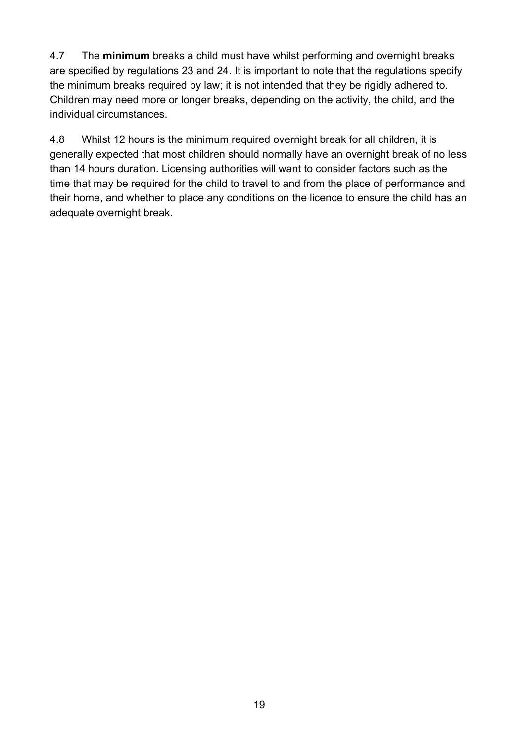4.7 The **minimum** breaks a child must have whilst performing and overnight breaks are specified by regulations 23 and 24. It is important to note that the regulations specify the minimum breaks required by law; it is not intended that they be rigidly adhered to. Children may need more or longer breaks, depending on the activity, the child, and the individual circumstances.

4.8 Whilst 12 hours is the minimum required overnight break for all children, it is generally expected that most children should normally have an overnight break of no less than 14 hours duration. Licensing authorities will want to consider factors such as the time that may be required for the child to travel to and from the place of performance and their home, and whether to place any conditions on the licence to ensure the child has an adequate overnight break.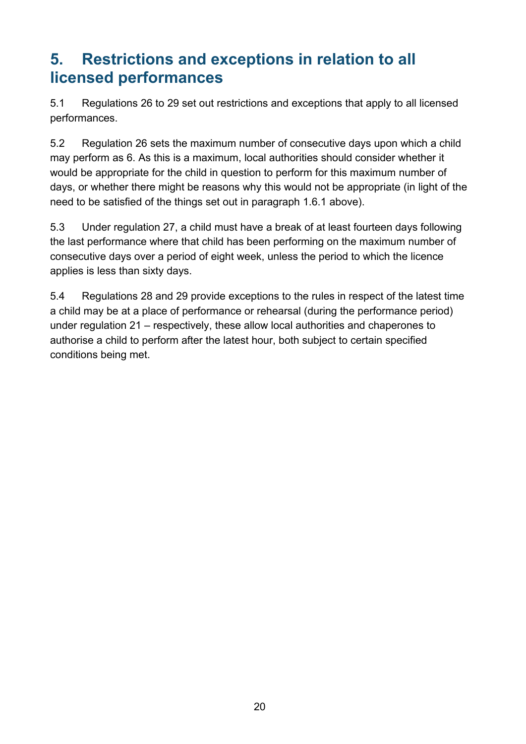## 5. Restrictions and exceptions in relation to all licensed performances

5.1 Regulations 26 to 29 set out restrictions and exceptions that apply to all licensed performances.

5.2 Regulation 26 sets the maximum number of consecutive days upon which a child may perform as 6. As this is a maximum, local authorities should consider whether it would be appropriate for the child in question to perform for this maximum number of days, or whether there might be reasons why this would not be appropriate (in light of the need to be satisfied of the things set out in paragraph 1.6.1 above).

5.3 Under regulation 27, a child must have a break of at least fourteen days following the last performance where that child has been performing on the maximum number of consecutive days over a period of eight week, unless the period to which the licence applies is less than sixty days.

5.4 Regulations 28 and 29 provide exceptions to the rules in respect of the latest time a child may be at a place of performance or rehearsal (during the performance period) under regulation 21 – respectively, these allow local authorities and chaperones to authorise a child to perform after the latest hour, both subject to certain specified conditions being met.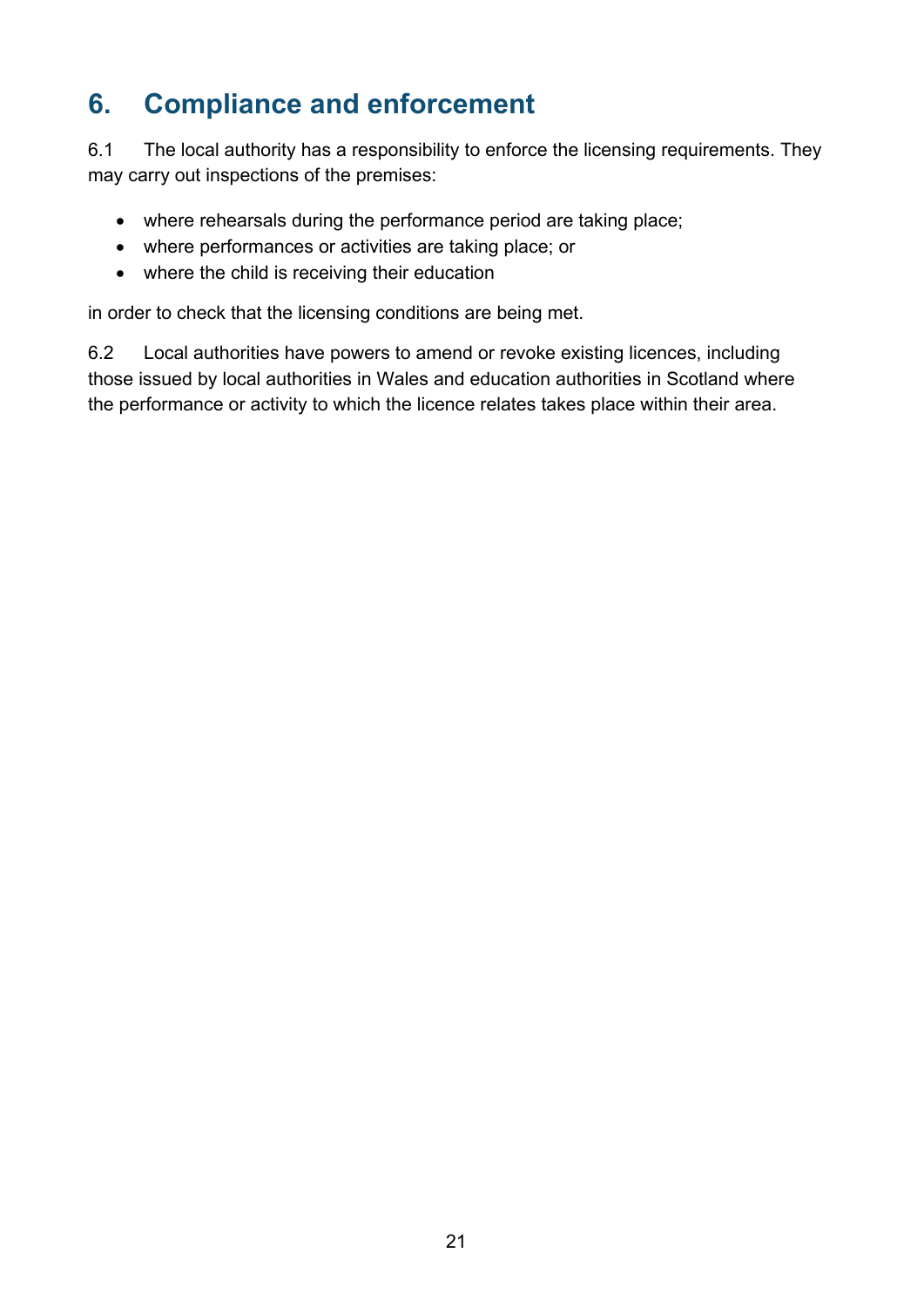## 6. Compliance and enforcement

6.1 The local authority has a responsibility to enforce the licensing requirements. They may carry out inspections of the premises:

- where rehearsals during the performance period are taking place;
- where performances or activities are taking place; or
- where the child is receiving their education

in order to check that the licensing conditions are being met.

6.2 Local authorities have powers to amend or revoke existing licences, including those issued by local authorities in Wales and education authorities in Scotland where the performance or activity to which the licence relates takes place within their area.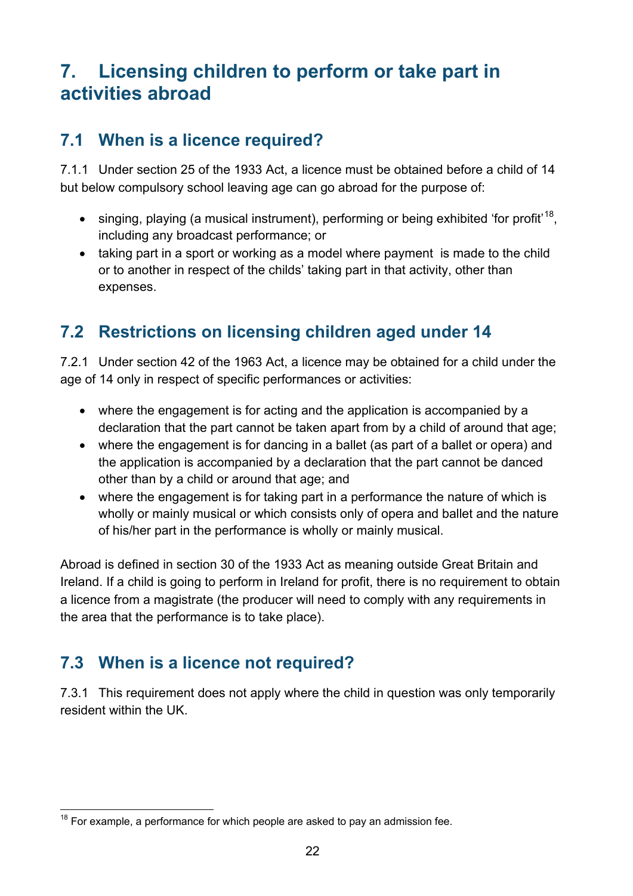# 7. Licensing children to perform or take part in activities abroad

## 7.1 When is a licence required?

7.1.1 Under section 25 of the 1933 Act, a licence must be obtained before a child of 14 but below compulsory school leaving age can go abroad for the purpose of:

- singing, playing (a musical instrument), performing or being exhibited 'for profit'[18], including any broadcast performance; or
- taking part in a sport or working as a model where payment is made to the child or to another in respect of the childs' taking part in that activity, other than expenses.

## 7.2 Restrictions on licensing children aged under 14

7.2.1 Under section 42 of the 1963 Act, a licence may be obtained for a child under the age of 14 only in respect of specific performances or activities:

- where the engagement is for acting and the application is accompanied by a declaration that the part cannot be taken apart from by a child of around that age;
- where the engagement is for dancing in a ballet (as part of a ballet or opera) and the application is accompanied by a declaration that the part cannot be danced other than by a child or around that age; and
- where the engagement is for taking part in a performance the nature of which is wholly or mainly musical or which consists only of opera and ballet and the nature of his/her part in the performance is wholly or mainly musical.

Abroad is defined in section 30 of the 1933 Act as meaning outside Great Britain and Ireland. If a child is going to perform in Ireland for profit, there is no requirement to obtain a licence from a magistrate (the producer will need to comply with any requirements in the area that the performance is to take place).

## 7.3 When is a licence not required?

7.3.1 This requirement does not apply where the child in question was only temporarily resident within the UK.

[18] For example, a performance for which people are asked to pay an admission fee.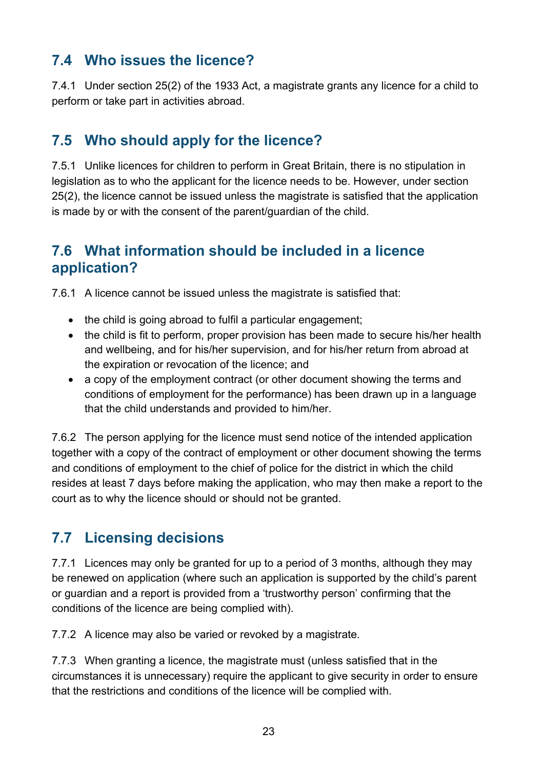## 7.4 Who issues the licence?

7.4.1 Under section 25(2) of the 1933 Act, a magistrate grants any licence for a child to perform or take part in activities abroad.

## 7.5 Who should apply for the licence?

7.5.1 Unlike licences for children to perform in Great Britain, there is no stipulation in legislation as to who the applicant for the licence needs to be. However, under section 25(2), the licence cannot be issued unless the magistrate is satisfied that the application is made by or with the consent of the parent/guardian of the child.

## 7.6 What information should be included in a licence application?

7.6.1 A licence cannot be issued unless the magistrate is satisfied that:

- the child is going abroad to fulfil a particular engagement;
- the child is fit to perform, proper provision has been made to secure his/her health and wellbeing, and for his/her supervision, and for his/her return from abroad at the expiration or revocation of the licence; and
- a copy of the employment contract (or other document showing the terms and conditions of employment for the performance) has been drawn up in a language that the child understands and provided to him/her.

7.6.2 The person applying for the licence must send notice of the intended application together with a copy of the contract of employment or other document showing the terms and conditions of employment to the chief of police for the district in which the child resides at least 7 days before making the application, who may then make a report to the court as to why the licence should or should not be granted.

## 7.7 Licensing decisions

7.7.1 Licences may only be granted for up to a period of 3 months, although they may be renewed on application (where such an application is supported by the child's parent or guardian and a report is provided from a 'trustworthy person' confirming that the conditions of the licence are being complied with).

7.7.2 A licence may also be varied or revoked by a magistrate.

7.7.3 When granting a licence, the magistrate must (unless satisfied that in the circumstances it is unnecessary) require the applicant to give security in order to ensure that the restrictions and conditions of the licence will be complied with.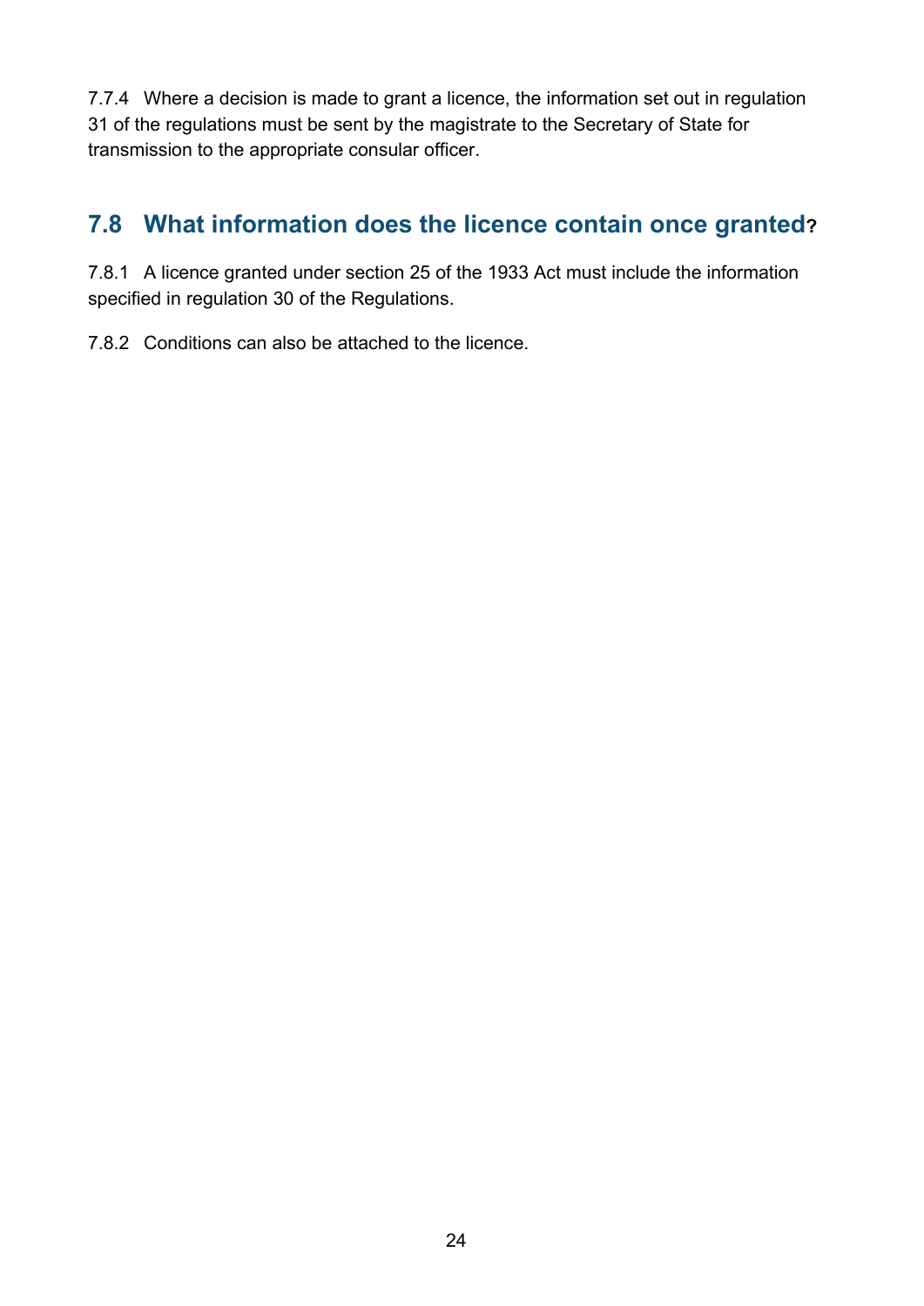7.7.4 Where a decision is made to grant a licence, the information set out in regulation 31 of the regulations must be sent by the magistrate to the Secretary of State for transmission to the appropriate consular officer.

## 7.8 What information does the licence contain once granted?

7.8.1 A licence granted under section 25 of the 1933 Act must include the information specified in regulation 30 of the Regulations.

7.8.2 Conditions can also be attached to the licence.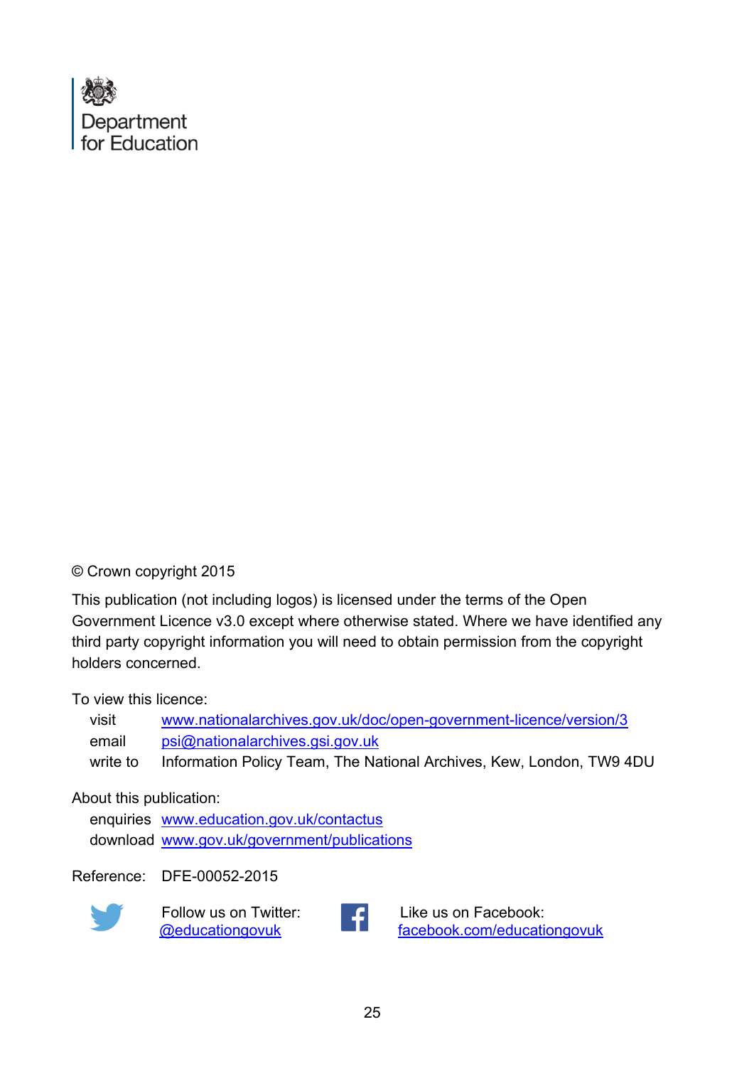Department
for Education

© Crown copyright 2015

This publication (not including logos) is licensed under the terms of the Open Government Licence v3.0 except where otherwise stated. Where we have identified any third party copyright information you will need to obtain permission from the copyright holders concerned.

To view this licence:

visit www.nationalarchives.gov.uk/doc/open-government-licence/version/3
email psi@nationalarchives.gsi.gov.uk
write to Information Policy Team, The National Archives, Kew, London, TW9 4DU

About this publication:

enquiries www.education.gov.uk/contactus
download www.gov.uk/government/publications

Reference: DFE-00052-2015

Follow us on Twitter: @educationgovuk

Like us on Facebook: facebook.com/educationgovuk